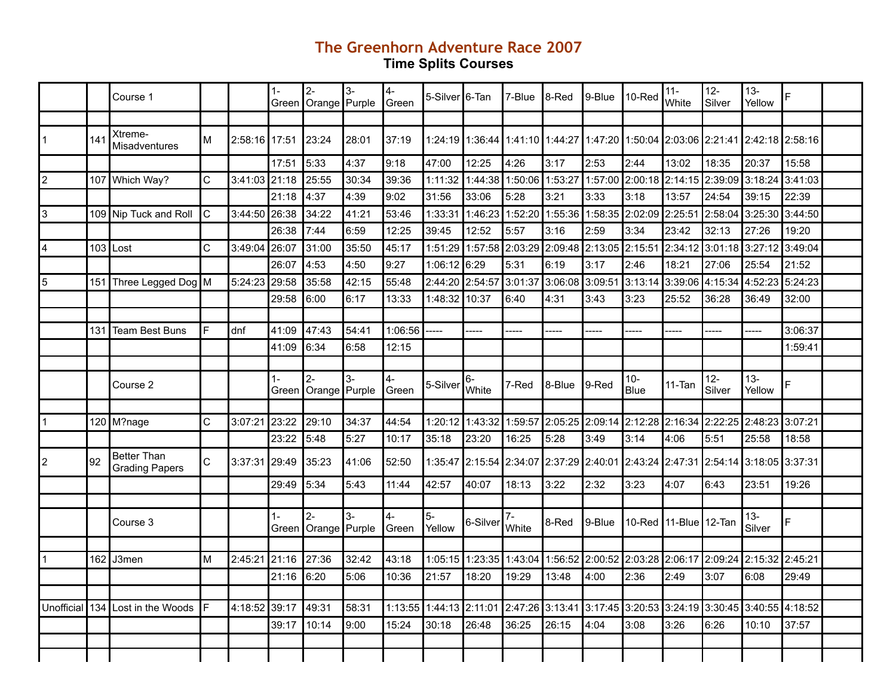# The Greenhorn Adventure Race 2007

## Time Splits Courses

| | | Course 1 | | | 1-Green | 2-Orange | 3-Purple | 4-Green | 5-Silver | 6-Tan | 7-Blue | 8-Red | 9-Blue | 10-Red | 11-White | 12-Silver | 13-Yellow | F | |
|---|---|---|---|---|---|---|---|---|---|---|---|---|---|---|---|---|---|---|---|
| | | | | | | | | | | | | | | | | | | | |
| 1 | 141 | Xtreme-Misadventures | M | 2:58:16 | 17:51 | 23:24 | 28:01 | 37:19 | 1:24:19 | 1:36:44 | 1:41:10 | 1:44:27 | 1:47:20 | 1:50:04 | 2:03:06 | 2:21:41 | 2:42:18 | 2:58:16 | |
| | | | | | 17:51 | 5:33 | 4:37 | 9:18 | 47:00 | 12:25 | 4:26 | 3:17 | 2:53 | 2:44 | 13:02 | 18:35 | 20:37 | 15:58 | |
| 2 | 107 | Which Way? | C | 3:41:03 | 21:18 | 25:55 | 30:34 | 39:36 | 1:11:32 | 1:44:38 | 1:50:06 | 1:53:27 | 1:57:00 | 2:00:18 | 2:14:15 | 2:39:09 | 3:18:24 | 3:41:03 | |
| | | | | | 21:18 | 4:37 | 4:39 | 9:02 | 31:56 | 33:06 | 5:28 | 3:21 | 3:33 | 3:18 | 13:57 | 24:54 | 39:15 | 22:39 | |
| 3 | 109 | Nip Tuck and Roll | C | 3:44:50 | 26:38 | 34:22 | 41:21 | 53:46 | 1:33:31 | 1:46:23 | 1:52:20 | 1:55:36 | 1:58:35 | 2:02:09 | 2:25:51 | 2:58:04 | 3:25:30 | 3:44:50 | |
| | | | | | 26:38 | 7:44 | 6:59 | 12:25 | 39:45 | 12:52 | 5:57 | 3:16 | 2:59 | 3:34 | 23:42 | 32:13 | 27:26 | 19:20 | |
| 4 | 103 | Lost | C | 3:49:04 | 26:07 | 31:00 | 35:50 | 45:17 | 1:51:29 | 1:57:58 | 2:03:29 | 2:09:48 | 2:13:05 | 2:15:51 | 2:34:12 | 3:01:18 | 3:27:12 | 3:49:04 | |
| | | | | | 26:07 | 4:53 | 4:50 | 9:27 | 1:06:12 | 6:29 | 5:31 | 6:19 | 3:17 | 2:46 | 18:21 | 27:06 | 25:54 | 21:52 | |
| 5 | 151 | Three Legged Dog | M | 5:24:23 | 29:58 | 35:58 | 42:15 | 55:48 | 2:44:20 | 2:54:57 | 3:01:37 | 3:06:08 | 3:09:51 | 3:13:14 | 3:39:06 | 4:15:34 | 4:52:23 | 5:24:23 | |
| | | | | | 29:58 | 6:00 | 6:17 | 13:33 | 1:48:32 | 10:37 | 6:40 | 4:31 | 3:43 | 3:23 | 25:52 | 36:28 | 36:49 | 32:00 | |
| | | | | | | | | | | | | | | | | | | | |
| | 131 | Team Best Buns | F | dnf | 41:09 | 47:43 | 54:41 | 1:06:56 | ----- | ----- | ----- | ----- | ----- | ----- | ----- | ----- | ----- | 3:06:37 | |
| | | | | | 41:09 | 6:34 | 6:58 | 12:15 | | | | | | | | | | 1:59:41 | |
| | | | | | | | | | | | | | | | | | | | |
| | | Course 2 | | | 1-Green | 2-Orange | 3-Purple | 4-Green | 5-Silver | 6-White | 7-Red | 8-Blue | 9-Red | 10-Blue | 11-Tan | 12-Silver | 13-Yellow | F | |
| | | | | | | | | | | | | | | | | | | | |
| 1 | 120 | M?nage | C | 3:07:21 | 23:22 | 29:10 | 34:37 | 44:54 | 1:20:12 | 1:43:32 | 1:59:57 | 2:05:25 | 2:09:14 | 2:12:28 | 2:16:34 | 2:22:25 | 2:48:23 | 3:07:21 | |
| | | | | | 23:22 | 5:48 | 5:27 | 10:17 | 35:18 | 23:20 | 16:25 | 5:28 | 3:49 | 3:14 | 4:06 | 5:51 | 25:58 | 18:58 | |
| 2 | 92 | Better Than Grading Papers | C | 3:37:31 | 29:49 | 35:23 | 41:06 | 52:50 | 1:35:47 | 2:15:54 | 2:34:07 | 2:37:29 | 2:40:01 | 2:43:24 | 2:47:31 | 2:54:14 | 3:18:05 | 3:37:31 | |
| | | | | | 29:49 | 5:34 | 5:43 | 11:44 | 42:57 | 40:07 | 18:13 | 3:22 | 2:32 | 3:23 | 4:07 | 6:43 | 23:51 | 19:26 | |
| | | | | | | | | | | | | | | | | | | | |
| | | Course 3 | | | 1-Green | 2-Orange | 3-Purple | 4-Green | 5-Yellow | 6-Silver | 7-White | 8-Red | 9-Blue | 10-Red | 11-Blue | 12-Tan | 13-Silver | F | |
| | | | | | | | | | | | | | | | | | | | |
| 1 | 162 | J3men | M | 2:45:21 | 21:16 | 27:36 | 32:42 | 43:18 | 1:05:15 | 1:23:35 | 1:43:04 | 1:56:52 | 2:00:52 | 2:03:28 | 2:06:17 | 2:09:24 | 2:15:32 | 2:45:21 | |
| | | | | | 21:16 | 6:20 | 5:06 | 10:36 | 21:57 | 18:20 | 19:29 | 13:48 | 4:00 | 2:36 | 2:49 | 3:07 | 6:08 | 29:49 | |
| | | | | | | | | | | | | | | | | | | | |
| Unofficial | 134 | Lost in the Woods | F | 4:18:52 | 39:17 | 49:31 | 58:31 | 1:13:55 | 1:44:13 | 2:11:01 | 2:47:26 | 3:13:41 | 3:17:45 | 3:20:53 | 3:24:19 | 3:30:45 | 3:40:55 | 4:18:52 | |
| | | | | | 39:17 | 10:14 | 9:00 | 15:24 | 30:18 | 26:48 | 36:25 | 26:15 | 4:04 | 3:08 | 3:26 | 6:26 | 10:10 | 37:57 | |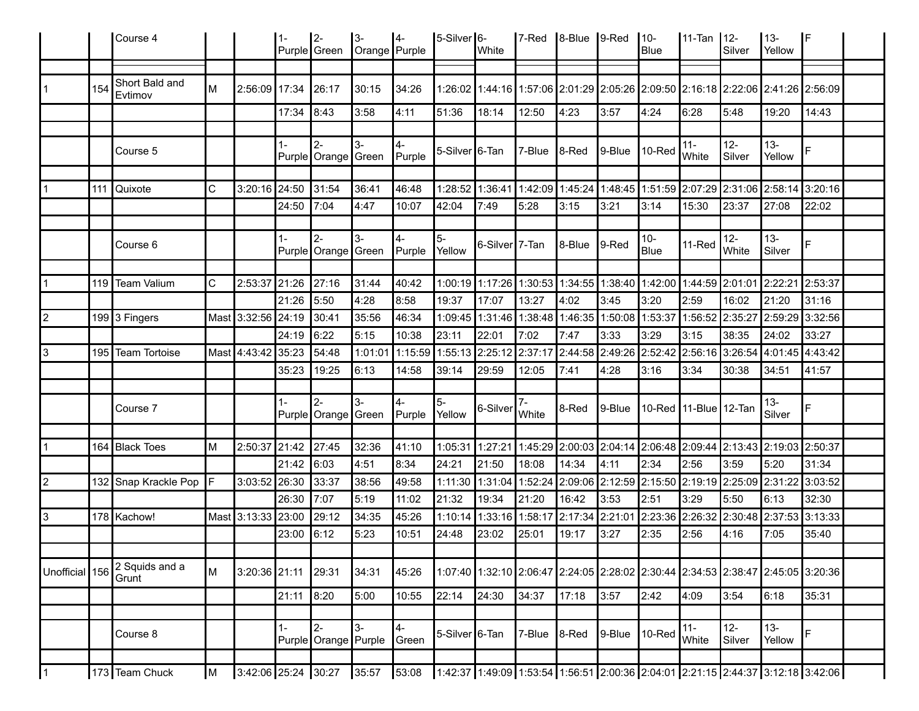| | | Course 4 | | | 1-Purple | 2-Green | 3-Orange | 4-Purple | 5-Silver | 6-White | 7-Red | 8-Blue | 9-Red | 10-Blue | 11-Tan | 12-Silver | 13-Yellow | F | |
|---|---|---|---|---|---|---|---|---|---|---|---|---|---|---|---|---|---|---|---|
| | | | | | | | | | | | | | | | | | | | |
| 1 | 154 | Short Bald and Evtimov | M | 2:56:09 | 17:34 | 26:17 | 30:15 | 34:26 | 1:26:02 | 1:44:16 | 1:57:06 | 2:01:29 | 2:05:26 | 2:09:50 | 2:16:18 | 2:22:06 | 2:41:26 | 2:56:09 | |
| | | | | | 17:34 | 8:43 | 3:58 | 4:11 | 51:36 | 18:14 | 12:50 | 4:23 | 3:57 | 4:24 | 6:28 | 5:48 | 19:20 | 14:43 | |
| | | | | | | | | | | | | | | | | | | | |
| | | Course 5 | | | 1-Purple | 2-Orange | 3-Green | 4-Purple | 5-Silver | 6-Tan | 7-Blue | 8-Red | 9-Blue | 10-Red | 11-White | 12-Silver | 13-Yellow | F | |
| | | | | | | | | | | | | | | | | | | | |
| 1 | 111 | Quixote | C | 3:20:16 | 24:50 | 31:54 | 36:41 | 46:48 | 1:28:52 | 1:36:41 | 1:42:09 | 1:45:24 | 1:48:45 | 1:51:59 | 2:07:29 | 2:31:06 | 2:58:14 | 3:20:16 | |
| | | | | | 24:50 | 7:04 | 4:47 | 10:07 | 42:04 | 7:49 | 5:28 | 3:15 | 3:21 | 3:14 | 15:30 | 23:37 | 27:08 | 22:02 | |
| | | | | | | | | | | | | | | | | | | | |
| | | Course 6 | | | 1-Purple | 2-Orange | 3-Green | 4-Purple | 5-Yellow | 6-Silver | 7-Tan | 8-Blue | 9-Red | 10-Blue | 11-Red | 12-White | 13-Silver | F | |
| | | | | | | | | | | | | | | | | | | | |
| 1 | 119 | Team Valium | C | 2:53:37 | 21:26 | 27:16 | 31:44 | 40:42 | 1:00:19 | 1:17:26 | 1:30:53 | 1:34:55 | 1:38:40 | 1:42:00 | 1:44:59 | 2:01:01 | 2:22:21 | 2:53:37 | |
| | | | | | 21:26 | 5:50 | 4:28 | 8:58 | 19:37 | 17:07 | 13:27 | 4:02 | 3:45 | 3:20 | 2:59 | 16:02 | 21:20 | 31:16 | |
| 2 | 199 | 3 Fingers | Mast | 3:32:56 | 24:19 | 30:41 | 35:56 | 46:34 | 1:09:45 | 1:31:46 | 1:38:48 | 1:46:35 | 1:50:08 | 1:53:37 | 1:56:52 | 2:35:27 | 2:59:29 | 3:32:56 | |
| | | | | | 24:19 | 6:22 | 5:15 | 10:38 | 23:11 | 22:01 | 7:02 | 7:47 | 3:33 | 3:29 | 3:15 | 38:35 | 24:02 | 33:27 | |
| 3 | 195 | Team Tortoise | Mast | 4:43:42 | 35:23 | 54:48 | 1:01:01 | 1:15:59 | 1:55:13 | 2:25:12 | 2:37:17 | 2:44:58 | 2:49:26 | 2:52:42 | 2:56:16 | 3:26:54 | 4:01:45 | 4:43:42 | |
| | | | | | 35:23 | 19:25 | 6:13 | 14:58 | 39:14 | 29:59 | 12:05 | 7:41 | 4:28 | 3:16 | 3:34 | 30:38 | 34:51 | 41:57 | |
| | | | | | | | | | | | | | | | | | | | |
| | | Course 7 | | | 1-Purple | 2-Orange | 3-Green | 4-Purple | 5-Yellow | 6-Silver | 7-White | 8-Red | 9-Blue | 10-Red | 11-Blue | 12-Tan | 13-Silver | F | |
| | | | | | | | | | | | | | | | | | | | |
| 1 | 164 | Black Toes | M | 2:50:37 | 21:42 | 27:45 | 32:36 | 41:10 | 1:05:31 | 1:27:21 | 1:45:29 | 2:00:03 | 2:04:14 | 2:06:48 | 2:09:44 | 2:13:43 | 2:19:03 | 2:50:37 | |
| | | | | | 21:42 | 6:03 | 4:51 | 8:34 | 24:21 | 21:50 | 18:08 | 14:34 | 4:11 | 2:34 | 2:56 | 3:59 | 5:20 | 31:34 | |
| 2 | 132 | Snap Krackle Pop | F | 3:03:52 | 26:30 | 33:37 | 38:56 | 49:58 | 1:11:30 | 1:31:04 | 1:52:24 | 2:09:06 | 2:12:59 | 2:15:50 | 2:19:19 | 2:25:09 | 2:31:22 | 3:03:52 | |
| | | | | | 26:30 | 7:07 | 5:19 | 11:02 | 21:32 | 19:34 | 21:20 | 16:42 | 3:53 | 2:51 | 3:29 | 5:50 | 6:13 | 32:30 | |
| 3 | 178 | Kachow! | Mast | 3:13:33 | 23:00 | 29:12 | 34:35 | 45:26 | 1:10:14 | 1:33:16 | 1:58:17 | 2:17:34 | 2:21:01 | 2:23:36 | 2:26:32 | 2:30:48 | 2:37:53 | 3:13:33 | |
| | | | | | 23:00 | 6:12 | 5:23 | 10:51 | 24:48 | 23:02 | 25:01 | 19:17 | 3:27 | 2:35 | 2:56 | 4:16 | 7:05 | 35:40 | |
| | | | | | | | | | | | | | | | | | | | |
| Unofficial | 156 | 2 Squids and a Grunt | M | 3:20:36 | 21:11 | 29:31 | 34:31 | 45:26 | 1:07:40 | 1:32:10 | 2:06:47 | 2:24:05 | 2:28:02 | 2:30:44 | 2:34:53 | 2:38:47 | 2:45:05 | 3:20:36 | |
| | | | | | 21:11 | 8:20 | 5:00 | 10:55 | 22:14 | 24:30 | 34:37 | 17:18 | 3:57 | 2:42 | 4:09 | 3:54 | 6:18 | 35:31 | |
| | | | | | | | | | | | | | | | | | | | |
| | | Course 8 | | | 1-Purple | 2-Orange | 3-Purple | 4-Green | 5-Silver | 6-Tan | 7-Blue | 8-Red | 9-Blue | 10-Red | 11-White | 12-Silver | 13-Yellow | F | |
| | | | | | | | | | | | | | | | | | | | |
| 1 | 173 | Team Chuck | M | 3:42:06 | 25:24 | 30:27 | 35:57 | 53:08 | 1:42:37 | 1:49:09 | 1:53:54 | 1:56:51 | 2:00:36 | 2:04:01 | 2:21:15 | 2:44:37 | 3:12:18 | 3:42:06 | |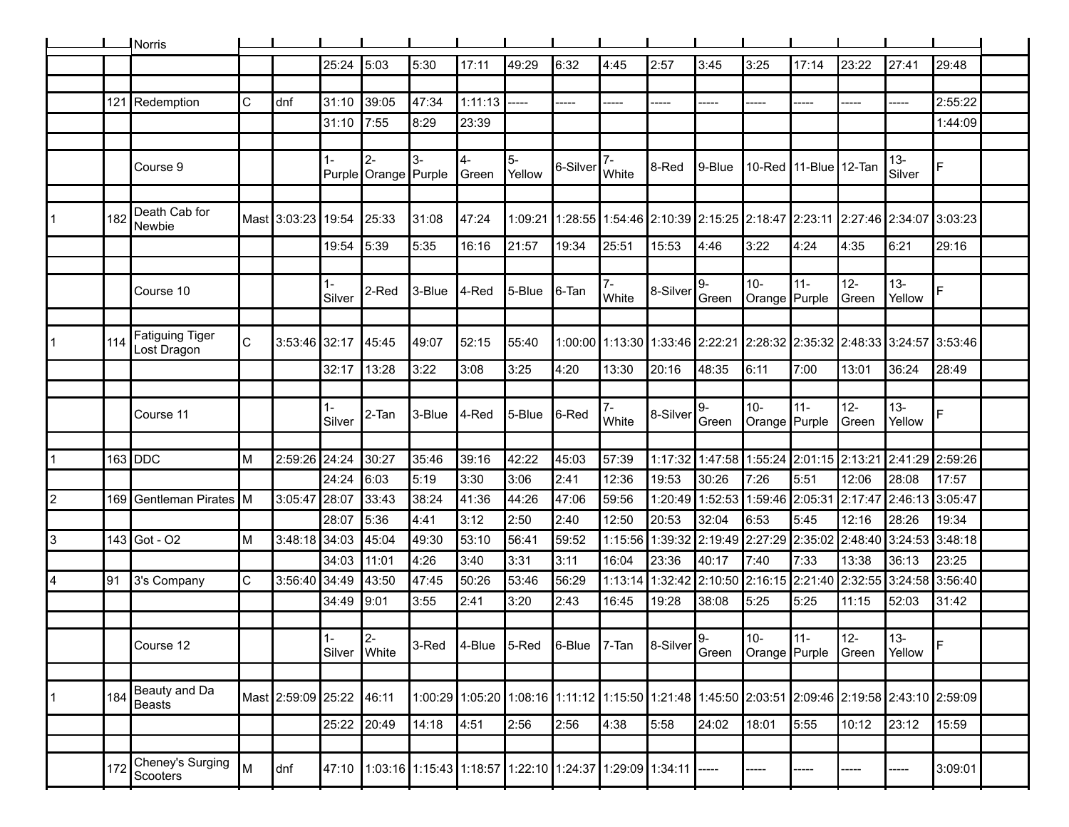| | | Norris | | | | | | | | | | | | | | | | | | |
|---|---|---|---|---|---|---|---|---|---|---|---|---|---|---|---|---|---|---|---|---|
| | | | | | 25:24 | 5:03 | 5:30 | 17:11 | 49:29 | 6:32 | 4:45 | 2:57 | 3:45 | 3:25 | 17:14 | 23:22 | 27:41 | 29:48 | |
| | | | | | | | | | | | | | | | | | | | |
| | 121 | Redemption | C | dnf | 31:10 | 39:05 | 47:34 | 1:11:13 | ----- | ----- | ----- | ----- | ----- | ----- | ----- | ----- | ----- | 2:55:22 | |
| | | | | | 31:10 | 7:55 | 8:29 | 23:39 | | | | | | | | | | 1:44:09 | |
| | | | | | | | | | | | | | | | | | | | |
| | | Course 9 | | | 1-Purple | 2-Orange | 3-Purple | 4-Green | 5-Yellow | 6-Silver | 7-White | 8-Red | 9-Blue | 10-Red | 11-Blue | 12-Tan | 13-Silver | F | |
| | | | | | | | | | | | | | | | | | | | |
| 1 | 182 | Death Cab for Newbie | Mast | 3:03:23 | 19:54 | 25:33 | 31:08 | 47:24 | 1:09:21 | 1:28:55 | 1:54:46 | 2:10:39 | 2:15:25 | 2:18:47 | 2:23:11 | 2:27:46 | 2:34:07 | 3:03:23 | |
| | | | | | 19:54 | 5:39 | 5:35 | 16:16 | 21:57 | 19:34 | 25:51 | 15:53 | 4:46 | 3:22 | 4:24 | 4:35 | 6:21 | 29:16 | |
| | | | | | | | | | | | | | | | | | | | |
| | | Course 10 | | | 1-Silver | 2-Red | 3-Blue | 4-Red | 5-Blue | 6-Tan | 7-White | 8-Silver | 9-Green | 10-Orange | 11-Purple | 12-Green | 13-Yellow | F | |
| | | | | | | | | | | | | | | | | | | | |
| 1 | 114 | Fatiguing Tiger Lost Dragon | C | 3:53:46 | 32:17 | 45:45 | 49:07 | 52:15 | 55:40 | 1:00:00 | 1:13:30 | 1:33:46 | 2:22:21 | 2:28:32 | 2:35:32 | 2:48:33 | 3:24:57 | 3:53:46 | |
| | | | | | 32:17 | 13:28 | 3:22 | 3:08 | 3:25 | 4:20 | 13:30 | 20:16 | 48:35 | 6:11 | 7:00 | 13:01 | 36:24 | 28:49 | |
| | | | | | | | | | | | | | | | | | | | |
| | | Course 11 | | | 1-Silver | 2-Tan | 3-Blue | 4-Red | 5-Blue | 6-Red | 7-White | 8-Silver | 9-Green | 10-Orange | 11-Purple | 12-Green | 13-Yellow | F | |
| | | | | | | | | | | | | | | | | | | | |
| 1 | 163 | DDC | M | 2:59:26 | 24:24 | 30:27 | 35:46 | 39:16 | 42:22 | 45:03 | 57:39 | 1:17:32 | 1:47:58 | 1:55:24 | 2:01:15 | 2:13:21 | 2:41:29 | 2:59:26 | |
| | | | | | 24:24 | 6:03 | 5:19 | 3:30 | 3:06 | 2:41 | 12:36 | 19:53 | 30:26 | 7:26 | 5:51 | 12:06 | 28:08 | 17:57 | |
| 2 | 169 | Gentleman Pirates | M | 3:05:47 | 28:07 | 33:43 | 38:24 | 41:36 | 44:26 | 47:06 | 59:56 | 1:20:49 | 1:52:53 | 1:59:46 | 2:05:31 | 2:17:47 | 2:46:13 | 3:05:47 | |
| | | | | | 28:07 | 5:36 | 4:41 | 3:12 | 2:50 | 2:40 | 12:50 | 20:53 | 32:04 | 6:53 | 5:45 | 12:16 | 28:26 | 19:34 | |
| 3 | 143 | Got - O2 | M | 3:48:18 | 34:03 | 45:04 | 49:30 | 53:10 | 56:41 | 59:52 | 1:15:56 | 1:39:32 | 2:19:49 | 2:27:29 | 2:35:02 | 2:48:40 | 3:24:53 | 3:48:18 | |
| | | | | | 34:03 | 11:01 | 4:26 | 3:40 | 3:31 | 3:11 | 16:04 | 23:36 | 40:17 | 7:40 | 7:33 | 13:38 | 36:13 | 23:25 | |
| 4 | 91 | 3's Company | C | 3:56:40 | 34:49 | 43:50 | 47:45 | 50:26 | 53:46 | 56:29 | 1:13:14 | 1:32:42 | 2:10:50 | 2:16:15 | 2:21:40 | 2:32:55 | 3:24:58 | 3:56:40 | |
| | | | | | 34:49 | 9:01 | 3:55 | 2:41 | 3:20 | 2:43 | 16:45 | 19:28 | 38:08 | 5:25 | 5:25 | 11:15 | 52:03 | 31:42 | |
| | | | | | | | | | | | | | | | | | | | |
| | | Course 12 | | | 1-Silver | 2-White | 3-Red | 4-Blue | 5-Red | 6-Blue | 7-Tan | 8-Silver | 9-Green | 10-Orange | 11-Purple | 12-Green | 13-Yellow | F | |
| | | | | | | | | | | | | | | | | | | | |
| 1 | 184 | Beauty and Da Beasts | Mast | 2:59:09 | 25:22 | 46:11 | 1:00:29 | 1:05:20 | 1:08:16 | 1:11:12 | 1:15:50 | 1:21:48 | 1:45:50 | 2:03:51 | 2:09:46 | 2:19:58 | 2:43:10 | 2:59:09 | |
| | | | | | 25:22 | 20:49 | 14:18 | 4:51 | 2:56 | 2:56 | 4:38 | 5:58 | 24:02 | 18:01 | 5:55 | 10:12 | 23:12 | 15:59 | |
| | | | | | | | | | | | | | | | | | | | |
| | 172 | Cheney's Surging Scooters | M | dnf | 47:10 | 1:03:16 | 1:15:43 | 1:18:57 | 1:22:10 | 1:24:37 | 1:29:09 | 1:34:11 | ----- | ----- | ----- | ----- | ----- | 3:09:01 | |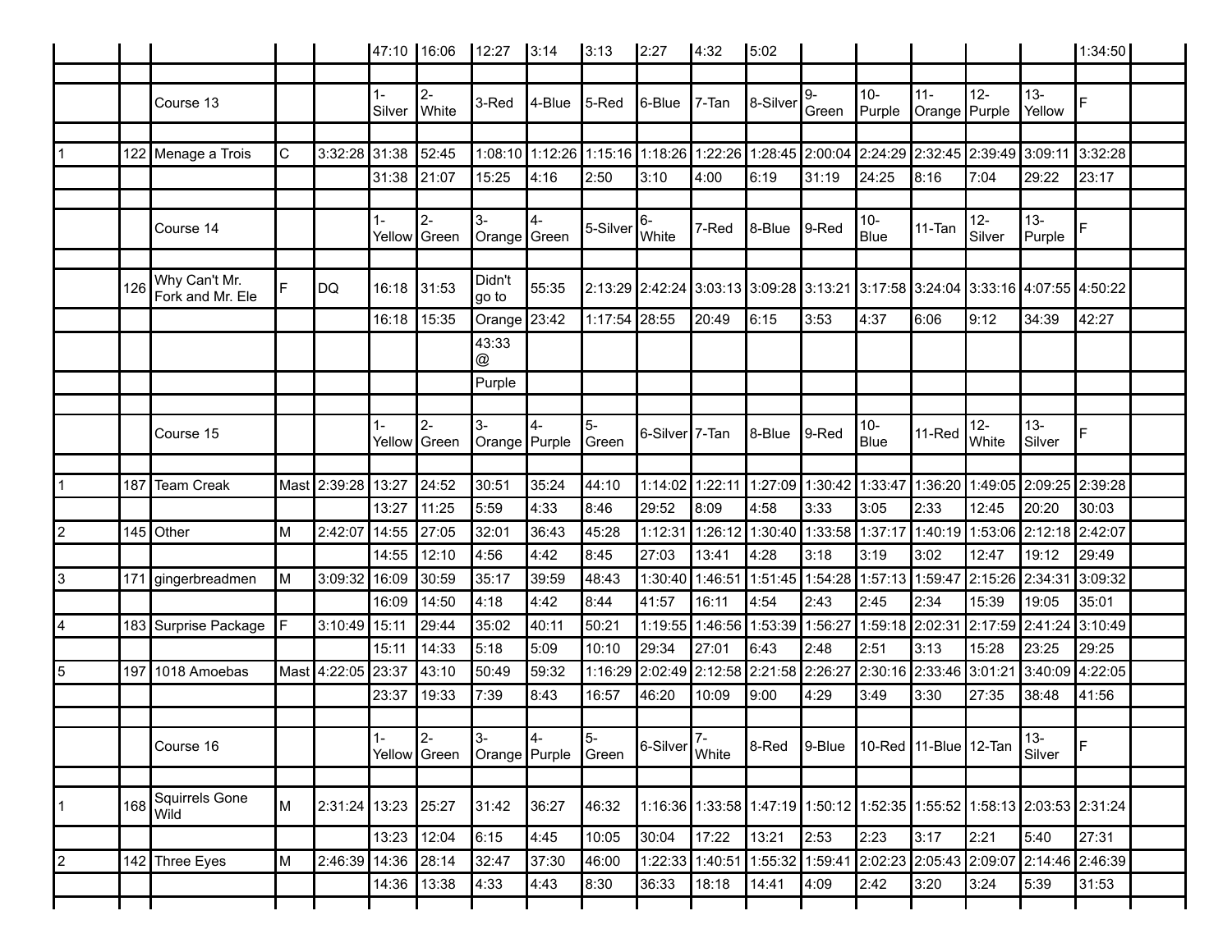| | | | | | | | | | | | | | | | | | | | |
|---|---|---|---|---|---|---|---|---|---|---|---|---|---|---|---|---|---|---|---|
| | | | | | 47:10 | 16:06 | 12:27 | 3:14 | 3:13 | 2:27 | 4:32 | 5:02 | | | | | | 1:34:50 | |
| | | | | | | | | | | | | | | | | | | | |
| | | Course 13 | | | 1-Silver | 2-White | 3-Red | 4-Blue | 5-Red | 6-Blue | 7-Tan | 8-Silver | 9-Green | 10-Purple | 11-Orange | 12-Purple | 13-Yellow | F | |
| | | | | | | | | | | | | | | | | | | | |
| 1 | 122 | Menage a Trois | C | 3:32:28 | 31:38 | 52:45 | 1:08:10 | 1:12:26 | 1:15:16 | 1:18:26 | 1:22:26 | 1:28:45 | 2:00:04 | 2:24:29 | 2:32:45 | 2:39:49 | 3:09:11 | 3:32:28 | |
| | | | | | 31:38 | 21:07 | 15:25 | 4:16 | 2:50 | 3:10 | 4:00 | 6:19 | 31:19 | 24:25 | 8:16 | 7:04 | 29:22 | 23:17 | |
| | | | | | | | | | | | | | | | | | | | |
| | | Course 14 | | | 1-Yellow | 2-Green | 3-Orange | 4-Green | 5-Silver | 6-White | 7-Red | 8-Blue | 9-Red | 10-Blue | 11-Tan | 12-Silver | 13-Purple | F | |
| | | | | | | | | | | | | | | | | | | | |
| | 126 | Why Can't Mr. Fork and Mr. Ele | F | DQ | 16:18 | 31:53 | Didn't go to | 55:35 | 2:13:29 | 2:42:24 | 3:03:13 | 3:09:28 | 3:13:21 | 3:17:58 | 3:24:04 | 3:33:16 | 4:07:55 | 4:50:22 | |
| | | | | | 16:18 | 15:35 | Orange | 23:42 | 1:17:54 | 28:55 | 20:49 | 6:15 | 3:53 | 4:37 | 6:06 | 9:12 | 34:39 | 42:27 | |
| | | | | | | | 43:33 @ | | | | | | | | | | | | |
| | | | | | | | Purple | | | | | | | | | | | | |
| | | | | | | | | | | | | | | | | | | | |
| | | Course 15 | | | 1-Yellow | 2-Green | 3-Orange | 4-Purple | 5-Green | 6-Silver | 7-Tan | 8-Blue | 9-Red | 10-Blue | 11-Red | 12-White | 13-Silver | F | |
| | | | | | | | | | | | | | | | | | | | |
| 1 | 187 | Team Creak | Mast | 2:39:28 | 13:27 | 24:52 | 30:51 | 35:24 | 44:10 | 1:14:02 | 1:22:11 | 1:27:09 | 1:30:42 | 1:33:47 | 1:36:20 | 1:49:05 | 2:09:25 | 2:39:28 | |
| | | | | | 13:27 | 11:25 | 5:59 | 4:33 | 8:46 | 29:52 | 8:09 | 4:58 | 3:33 | 3:05 | 2:33 | 12:45 | 20:20 | 30:03 | |
| 2 | 145 | Other | M | 2:42:07 | 14:55 | 27:05 | 32:01 | 36:43 | 45:28 | 1:12:31 | 1:26:12 | 1:30:40 | 1:33:58 | 1:37:17 | 1:40:19 | 1:53:06 | 2:12:18 | 2:42:07 | |
| | | | | | 14:55 | 12:10 | 4:56 | 4:42 | 8:45 | 27:03 | 13:41 | 4:28 | 3:18 | 3:19 | 3:02 | 12:47 | 19:12 | 29:49 | |
| 3 | 171 | gingerbreadmen | M | 3:09:32 | 16:09 | 30:59 | 35:17 | 39:59 | 48:43 | 1:30:40 | 1:46:51 | 1:51:45 | 1:54:28 | 1:57:13 | 1:59:47 | 2:15:26 | 2:34:31 | 3:09:32 | |
| | | | | | 16:09 | 14:50 | 4:18 | 4:42 | 8:44 | 41:57 | 16:11 | 4:54 | 2:43 | 2:45 | 2:34 | 15:39 | 19:05 | 35:01 | |
| 4 | 183 | Surprise Package | F | 3:10:49 | 15:11 | 29:44 | 35:02 | 40:11 | 50:21 | 1:19:55 | 1:46:56 | 1:53:39 | 1:56:27 | 1:59:18 | 2:02:31 | 2:17:59 | 2:41:24 | 3:10:49 | |
| | | | | | 15:11 | 14:33 | 5:18 | 5:09 | 10:10 | 29:34 | 27:01 | 6:43 | 2:48 | 2:51 | 3:13 | 15:28 | 23:25 | 29:25 | |
| 5 | 197 | 1018 Amoebas | Mast | 4:22:05 | 23:37 | 43:10 | 50:49 | 59:32 | 1:16:29 | 2:02:49 | 2:12:58 | 2:21:58 | 2:26:27 | 2:30:16 | 2:33:46 | 3:01:21 | 3:40:09 | 4:22:05 | |
| | | | | | 23:37 | 19:33 | 7:39 | 8:43 | 16:57 | 46:20 | 10:09 | 9:00 | 4:29 | 3:49 | 3:30 | 27:35 | 38:48 | 41:56 | |
| | | | | | | | | | | | | | | | | | | | |
| | | Course 16 | | | 1-Yellow | 2-Green | 3-Orange | 4-Purple | 5-Green | 6-Silver | 7-White | 8-Red | 9-Blue | 10-Red | 11-Blue | 12-Tan | 13-Silver | F | |
| | | | | | | | | | | | | | | | | | | | |
| 1 | 168 | Squirrels Gone Wild | M | 2:31:24 | 13:23 | 25:27 | 31:42 | 36:27 | 46:32 | 1:16:36 | 1:33:58 | 1:47:19 | 1:50:12 | 1:52:35 | 1:55:52 | 1:58:13 | 2:03:53 | 2:31:24 | |
| | | | | | 13:23 | 12:04 | 6:15 | 4:45 | 10:05 | 30:04 | 17:22 | 13:21 | 2:53 | 2:23 | 3:17 | 2:21 | 5:40 | 27:31 | |
| 2 | 142 | Three Eyes | M | 2:46:39 | 14:36 | 28:14 | 32:47 | 37:30 | 46:00 | 1:22:33 | 1:40:51 | 1:55:32 | 1:59:41 | 2:02:23 | 2:05:43 | 2:09:07 | 2:14:46 | 2:46:39 | |
| | | | | | 14:36 | 13:38 | 4:33 | 4:43 | 8:30 | 36:33 | 18:18 | 14:41 | 4:09 | 2:42 | 3:20 | 3:24 | 5:39 | 31:53 | |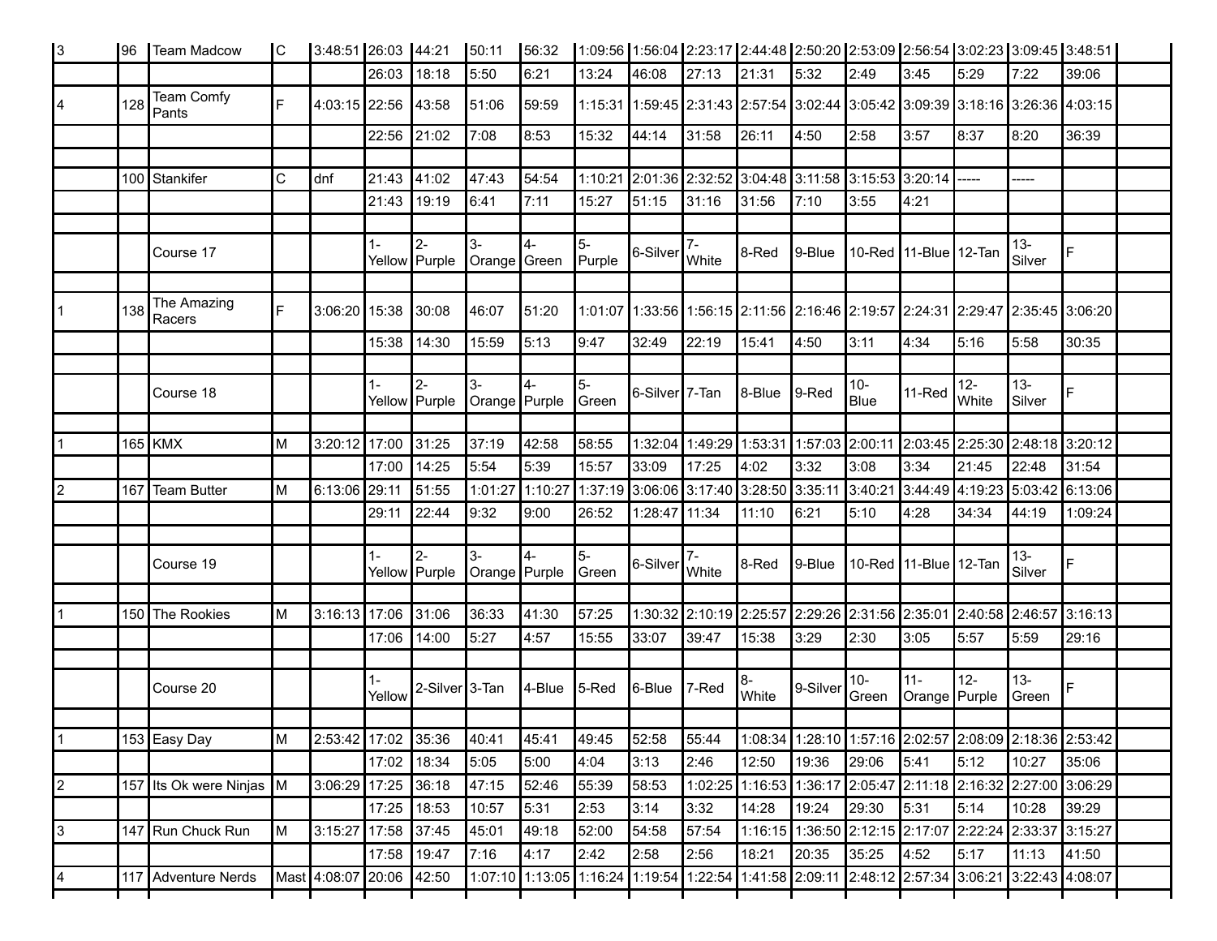| | | | | | | | | | | | | | | | | | | | |
|---|---|---|---|---|---|---|---|---|---|---|---|---|---|---|---|---|---|---|---|
| 3 | 96 | Team Madcow | C | 3:48:51 | 26:03 | 44:21 | 50:11 | 56:32 | 1:09:56 | 1:56:04 | 2:23:17 | 2:44:48 | 2:50:20 | 2:53:09 | 2:56:54 | 3:02:23 | 3:09:45 | 3:48:51 | |
| | | | | | 26:03 | 18:18 | 5:50 | 6:21 | 13:24 | 46:08 | 27:13 | 21:31 | 5:32 | 2:49 | 3:45 | 5:29 | 7:22 | 39:06 | |
| 4 | 128 | Team Comfy Pants | F | 4:03:15 | 22:56 | 43:58 | 51:06 | 59:59 | 1:15:31 | 1:59:45 | 2:31:43 | 2:57:54 | 3:02:44 | 3:05:42 | 3:09:39 | 3:18:16 | 3:26:36 | 4:03:15 | |
| | | | | | 22:56 | 21:02 | 7:08 | 8:53 | 15:32 | 44:14 | 31:58 | 26:11 | 4:50 | 2:58 | 3:57 | 8:37 | 8:20 | 36:39 | |
| | | | | | | | | | | | | | | | | | | | |
| | 100 | Stankifer | C | dnf | 21:43 | 41:02 | 47:43 | 54:54 | 1:10:21 | 2:01:36 | 2:32:52 | 3:04:48 | 3:11:58 | 3:15:53 | 3:20:14 | ----- | ----- | | |
| | | | | | 21:43 | 19:19 | 6:41 | 7:11 | 15:27 | 51:15 | 31:16 | 31:56 | 7:10 | 3:55 | 4:21 | | | | |
| | | | | | | | | | | | | | | | | | | | |
| | | Course 17 | | | 1-Yellow | 2-Purple | 3-Orange | 4-Green | 5-Purple | 6-Silver | 7-White | 8-Red | 9-Blue | 10-Red | 11-Blue | 12-Tan | 13-Silver | F | |
| | | | | | | | | | | | | | | | | | | | |
| 1 | 138 | The Amazing Racers | F | 3:06:20 | 15:38 | 30:08 | 46:07 | 51:20 | 1:01:07 | 1:33:56 | 1:56:15 | 2:11:56 | 2:16:46 | 2:19:57 | 2:24:31 | 2:29:47 | 2:35:45 | 3:06:20 | |
| | | | | | 15:38 | 14:30 | 15:59 | 5:13 | 9:47 | 32:49 | 22:19 | 15:41 | 4:50 | 3:11 | 4:34 | 5:16 | 5:58 | 30:35 | |
| | | | | | | | | | | | | | | | | | | | |
| | | Course 18 | | | 1-Yellow | 2-Purple | 3-Orange | 4-Purple | 5-Green | 6-Silver | 7-Tan | 8-Blue | 9-Red | 10-Blue | 11-Red | 12-White | 13-Silver | F | |
| | | | | | | | | | | | | | | | | | | | |
| 1 | 165 | KMX | M | 3:20:12 | 17:00 | 31:25 | 37:19 | 42:58 | 58:55 | 1:32:04 | 1:49:29 | 1:53:31 | 1:57:03 | 2:00:11 | 2:03:45 | 2:25:30 | 2:48:18 | 3:20:12 | |
| | | | | | 17:00 | 14:25 | 5:54 | 5:39 | 15:57 | 33:09 | 17:25 | 4:02 | 3:32 | 3:08 | 3:34 | 21:45 | 22:48 | 31:54 | |
| 2 | 167 | Team Butter | M | 6:13:06 | 29:11 | 51:55 | 1:01:27 | 1:10:27 | 1:37:19 | 3:06:06 | 3:17:40 | 3:28:50 | 3:35:11 | 3:40:21 | 3:44:49 | 4:19:23 | 5:03:42 | 6:13:06 | |
| | | | | | 29:11 | 22:44 | 9:32 | 9:00 | 26:52 | 1:28:47 | 11:34 | 11:10 | 6:21 | 5:10 | 4:28 | 34:34 | 44:19 | 1:09:24 | |
| | | | | | | | | | | | | | | | | | | | |
| | | Course 19 | | | 1-Yellow | 2-Purple | 3-Orange | 4-Purple | 5-Green | 6-Silver | 7-White | 8-Red | 9-Blue | 10-Red | 11-Blue | 12-Tan | 13-Silver | F | |
| | | | | | | | | | | | | | | | | | | | |
| 1 | 150 | The Rookies | M | 3:16:13 | 17:06 | 31:06 | 36:33 | 41:30 | 57:25 | 1:30:32 | 2:10:19 | 2:25:57 | 2:29:26 | 2:31:56 | 2:35:01 | 2:40:58 | 2:46:57 | 3:16:13 | |
| | | | | | 17:06 | 14:00 | 5:27 | 4:57 | 15:55 | 33:07 | 39:47 | 15:38 | 3:29 | 2:30 | 3:05 | 5:57 | 5:59 | 29:16 | |
| | | | | | | | | | | | | | | | | | | | |
| | | Course 20 | | | 1-Yellow | 2-Silver | 3-Tan | 4-Blue | 5-Red | 6-Blue | 7-Red | 8-White | 9-Silver | 10-Green | 11-Orange | 12-Purple | 13-Green | F | |
| | | | | | | | | | | | | | | | | | | | |
| 1 | 153 | Easy Day | M | 2:53:42 | 17:02 | 35:36 | 40:41 | 45:41 | 49:45 | 52:58 | 55:44 | 1:08:34 | 1:28:10 | 1:57:16 | 2:02:57 | 2:08:09 | 2:18:36 | 2:53:42 | |
| | | | | | 17:02 | 18:34 | 5:05 | 5:00 | 4:04 | 3:13 | 2:46 | 12:50 | 19:36 | 29:06 | 5:41 | 5:12 | 10:27 | 35:06 | |
| 2 | 157 | Its Ok were Ninjas | M | 3:06:29 | 17:25 | 36:18 | 47:15 | 52:46 | 55:39 | 58:53 | 1:02:25 | 1:16:53 | 1:36:17 | 2:05:47 | 2:11:18 | 2:16:32 | 2:27:00 | 3:06:29 | |
| | | | | | 17:25 | 18:53 | 10:57 | 5:31 | 2:53 | 3:14 | 3:32 | 14:28 | 19:24 | 29:30 | 5:31 | 5:14 | 10:28 | 39:29 | |
| 3 | 147 | Run Chuck Run | M | 3:15:27 | 17:58 | 37:45 | 45:01 | 49:18 | 52:00 | 54:58 | 57:54 | 1:16:15 | 1:36:50 | 2:12:15 | 2:17:07 | 2:22:24 | 2:33:37 | 3:15:27 | |
| | | | | | 17:58 | 19:47 | 7:16 | 4:17 | 2:42 | 2:58 | 2:56 | 18:21 | 20:35 | 35:25 | 4:52 | 5:17 | 11:13 | 41:50 | |
| 4 | 117 | Adventure Nerds | Mast | 4:08:07 | 20:06 | 42:50 | 1:07:10 | 1:13:05 | 1:16:24 | 1:19:54 | 1:22:54 | 1:41:58 | 2:09:11 | 2:48:12 | 2:57:34 | 3:06:21 | 3:22:43 | 4:08:07 | |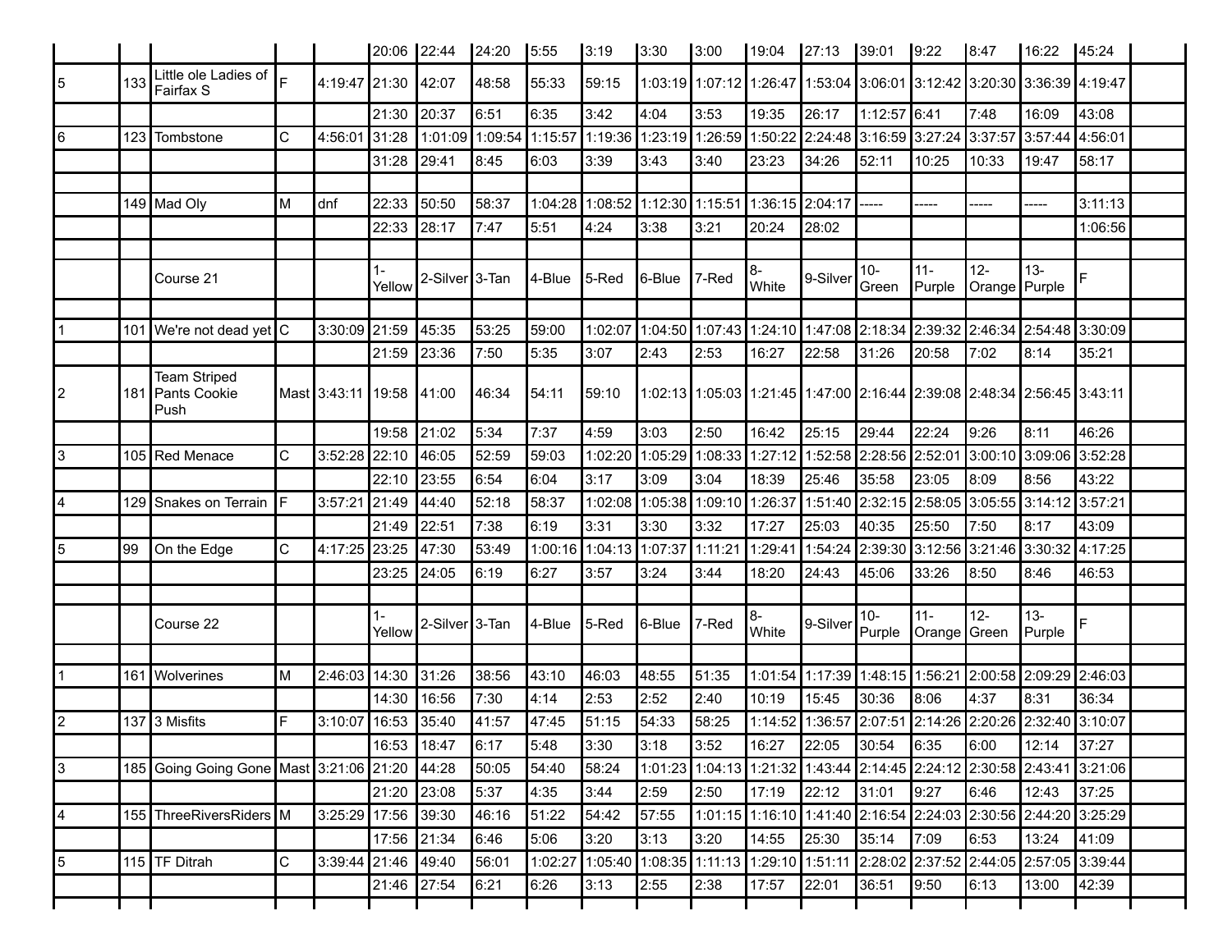| | | | | | 20:06 | 22:44 | 24:20 | 5:55 | 3:19 | 3:30 | 3:00 | 19:04 | 27:13 | 39:01 | 9:22 | 8:47 | 16:22 | 45:24 | |
|---|---|---|---|---|---|---|---|---|---|---|---|---|---|---|---|---|---|---|---|
| 5 | 133 | Little ole Ladies of Fairfax S | F | 4:19:47 | 21:30 | 42:07 | 48:58 | 55:33 | 59:15 | 1:03:19 | 1:07:12 | 1:26:47 | 1:53:04 | 3:06:01 | 3:12:42 | 3:20:30 | 3:36:39 | 4:19:47 | |
| | | | | | 21:30 | 20:37 | 6:51 | 6:35 | 3:42 | 4:04 | 3:53 | 19:35 | 26:17 | 1:12:57 | 6:41 | 7:48 | 16:09 | 43:08 | |
| 6 | 123 | Tombstone | C | 4:56:01 | 31:28 | 1:01:09 | 1:09:54 | 1:15:57 | 1:19:36 | 1:23:19 | 1:26:59 | 1:50:22 | 2:24:48 | 3:16:59 | 3:27:24 | 3:37:57 | 3:57:44 | 4:56:01 | |
| | | | | | 31:28 | 29:41 | 8:45 | 6:03 | 3:39 | 3:43 | 3:40 | 23:23 | 34:26 | 52:11 | 10:25 | 10:33 | 19:47 | 58:17 | |
| | | | | | | | | | | | | | | | | | | | |
| | 149 | Mad Oly | M | dnf | 22:33 | 50:50 | 58:37 | 1:04:28 | 1:08:52 | 1:12:30 | 1:15:51 | 1:36:15 | 2:04:17 | ----- | ----- | ----- | ----- | 3:11:13 | |
| | | | | | 22:33 | 28:17 | 7:47 | 5:51 | 4:24 | 3:38 | 3:21 | 20:24 | 28:02 | | | | | 1:06:56 | |
| | | | | | | | | | | | | | | | | | | | |
| | | Course 21 | | | 1-Yellow | 2-Silver | 3-Tan | 4-Blue | 5-Red | 6-Blue | 7-Red | 8-White | 9-Silver | 10-Green | 11-Purple | 12-Orange | 13-Purple | F | |
| | | | | | | | | | | | | | | | | | | | |
| 1 | 101 | We're not dead yet | C | 3:30:09 | 21:59 | 45:35 | 53:25 | 59:00 | 1:02:07 | 1:04:50 | 1:07:43 | 1:24:10 | 1:47:08 | 2:18:34 | 2:39:32 | 2:46:34 | 2:54:48 | 3:30:09 | |
| | | | | | 21:59 | 23:36 | 7:50 | 5:35 | 3:07 | 2:43 | 2:53 | 16:27 | 22:58 | 31:26 | 20:58 | 7:02 | 8:14 | 35:21 | |
| 2 | 181 | Team Striped Pants Cookie Push | Mast | 3:43:11 | 19:58 | 41:00 | 46:34 | 54:11 | 59:10 | 1:02:13 | 1:05:03 | 1:21:45 | 1:47:00 | 2:16:44 | 2:39:08 | 2:48:34 | 2:56:45 | 3:43:11 | |
| | | | | | 19:58 | 21:02 | 5:34 | 7:37 | 4:59 | 3:03 | 2:50 | 16:42 | 25:15 | 29:44 | 22:24 | 9:26 | 8:11 | 46:26 | |
| 3 | 105 | Red Menace | C | 3:52:28 | 22:10 | 46:05 | 52:59 | 59:03 | 1:02:20 | 1:05:29 | 1:08:33 | 1:27:12 | 1:52:58 | 2:28:56 | 2:52:01 | 3:00:10 | 3:09:06 | 3:52:28 | |
| | | | | | 22:10 | 23:55 | 6:54 | 6:04 | 3:17 | 3:09 | 3:04 | 18:39 | 25:46 | 35:58 | 23:05 | 8:09 | 8:56 | 43:22 | |
| 4 | 129 | Snakes on Terrain | F | 3:57:21 | 21:49 | 44:40 | 52:18 | 58:37 | 1:02:08 | 1:05:38 | 1:09:10 | 1:26:37 | 1:51:40 | 2:32:15 | 2:58:05 | 3:05:55 | 3:14:12 | 3:57:21 | |
| | | | | | 21:49 | 22:51 | 7:38 | 6:19 | 3:31 | 3:30 | 3:32 | 17:27 | 25:03 | 40:35 | 25:50 | 7:50 | 8:17 | 43:09 | |
| 5 | 99 | On the Edge | C | 4:17:25 | 23:25 | 47:30 | 53:49 | 1:00:16 | 1:04:13 | 1:07:37 | 1:11:21 | 1:29:41 | 1:54:24 | 2:39:30 | 3:12:56 | 3:21:46 | 3:30:32 | 4:17:25 | |
| | | | | | 23:25 | 24:05 | 6:19 | 6:27 | 3:57 | 3:24 | 3:44 | 18:20 | 24:43 | 45:06 | 33:26 | 8:50 | 8:46 | 46:53 | |
| | | | | | | | | | | | | | | | | | | | |
| | | Course 22 | | | 1-Yellow | 2-Silver | 3-Tan | 4-Blue | 5-Red | 6-Blue | 7-Red | 8-White | 9-Silver | 10-Purple | 11-Orange | 12-Green | 13-Purple | F | |
| | | | | | | | | | | | | | | | | | | | |
| 1 | 161 | Wolverines | M | 2:46:03 | 14:30 | 31:26 | 38:56 | 43:10 | 46:03 | 48:55 | 51:35 | 1:01:54 | 1:17:39 | 1:48:15 | 1:56:21 | 2:00:58 | 2:09:29 | 2:46:03 | |
| | | | | | 14:30 | 16:56 | 7:30 | 4:14 | 2:53 | 2:52 | 2:40 | 10:19 | 15:45 | 30:36 | 8:06 | 4:37 | 8:31 | 36:34 | |
| 2 | 137 | 3 Misfits | F | 3:10:07 | 16:53 | 35:40 | 41:57 | 47:45 | 51:15 | 54:33 | 58:25 | 1:14:52 | 1:36:57 | 2:07:51 | 2:14:26 | 2:20:26 | 2:32:40 | 3:10:07 | |
| | | | | | 16:53 | 18:47 | 6:17 | 5:48 | 3:30 | 3:18 | 3:52 | 16:27 | 22:05 | 30:54 | 6:35 | 6:00 | 12:14 | 37:27 | |
| 3 | 185 | Going Going Gone | Mast | 3:21:06 | 21:20 | 44:28 | 50:05 | 54:40 | 58:24 | 1:01:23 | 1:04:13 | 1:21:32 | 1:43:44 | 2:14:45 | 2:24:12 | 2:30:58 | 2:43:41 | 3:21:06 | |
| | | | | | 21:20 | 23:08 | 5:37 | 4:35 | 3:44 | 2:59 | 2:50 | 17:19 | 22:12 | 31:01 | 9:27 | 6:46 | 12:43 | 37:25 | |
| 4 | 155 | ThreeRiversRiders | M | 3:25:29 | 17:56 | 39:30 | 46:16 | 51:22 | 54:42 | 57:55 | 1:01:15 | 1:16:10 | 1:41:40 | 2:16:54 | 2:24:03 | 2:30:56 | 2:44:20 | 3:25:29 | |
| | | | | | 17:56 | 21:34 | 6:46 | 5:06 | 3:20 | 3:13 | 3:20 | 14:55 | 25:30 | 35:14 | 7:09 | 6:53 | 13:24 | 41:09 | |
| 5 | 115 | TF Ditrah | C | 3:39:44 | 21:46 | 49:40 | 56:01 | 1:02:27 | 1:05:40 | 1:08:35 | 1:11:13 | 1:29:10 | 1:51:11 | 2:28:02 | 2:37:52 | 2:44:05 | 2:57:05 | 3:39:44 | |
| | | | | | 21:46 | 27:54 | 6:21 | 6:26 | 3:13 | 2:55 | 2:38 | 17:57 | 22:01 | 36:51 | 9:50 | 6:13 | 13:00 | 42:39 | |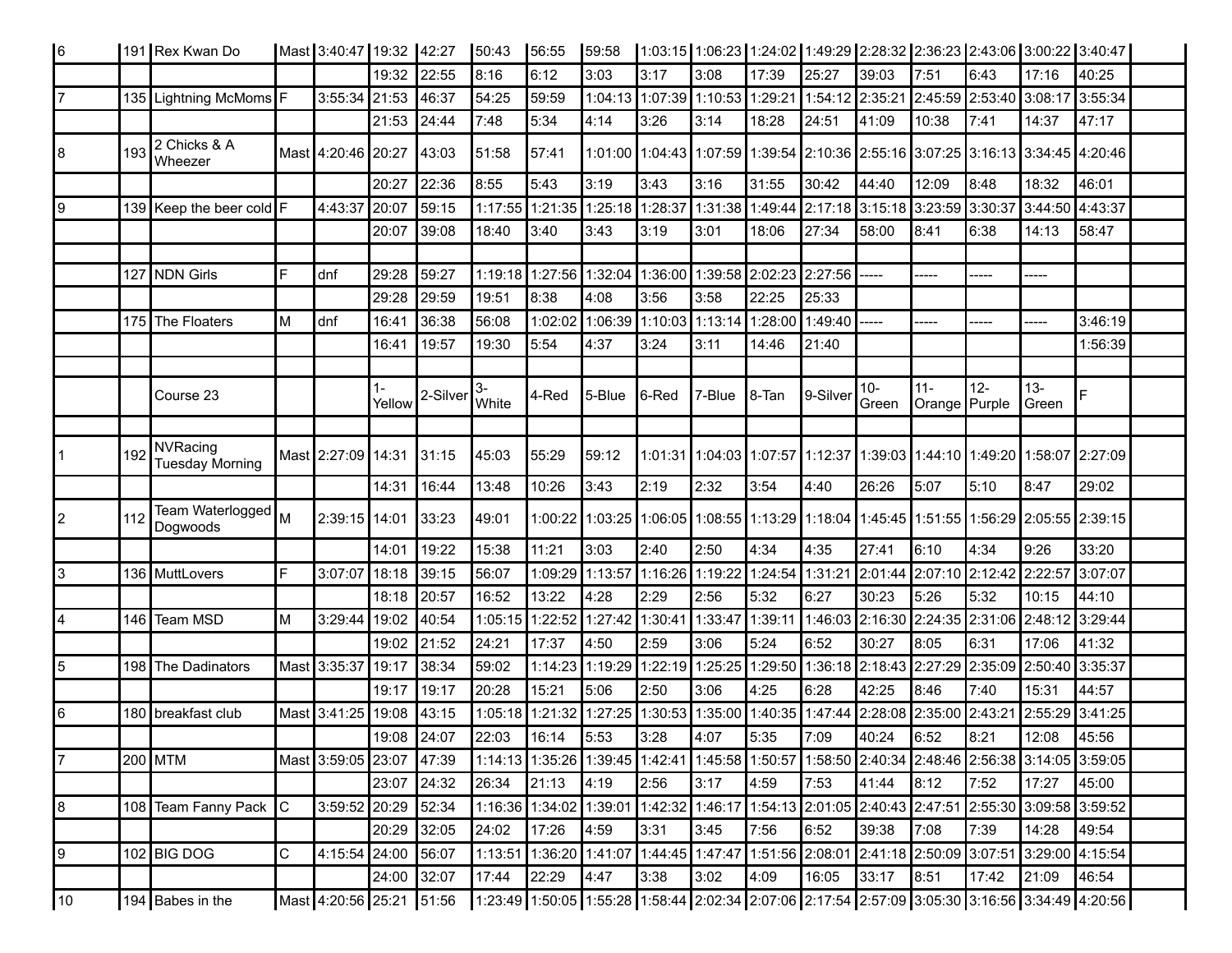| | | | | | | | | | | | | | | | | | | |
|---|---|---|---|---|---|---|---|---|---|---|---|---|---|---|---|---|---|---|
| 6 | 191 | Rex Kwan Do | Mast | 3:40:47 | 19:32 | 42:27 | 50:43 | 56:55 | 59:58 | 1:03:15 | 1:06:23 | 1:24:02 | 1:49:29 | 2:28:32 | 2:36:23 | 2:43:06 | 3:00:22 | 3:40:47 |
| | | | | | 19:32 | 22:55 | 8:16 | 6:12 | 3:03 | 3:17 | 3:08 | 17:39 | 25:27 | 39:03 | 7:51 | 6:43 | 17:16 | 40:25 |
| 7 | 135 | Lightning McMoms | F | 3:55:34 | 21:53 | 46:37 | 54:25 | 59:59 | 1:04:13 | 1:07:39 | 1:10:53 | 1:29:21 | 1:54:12 | 2:35:21 | 2:45:59 | 2:53:40 | 3:08:17 | 3:55:34 |
| | | | | | 21:53 | 24:44 | 7:48 | 5:34 | 4:14 | 3:26 | 3:14 | 18:28 | 24:51 | 41:09 | 10:38 | 7:41 | 14:37 | 47:17 |
| 8 | 193 | 2 Chicks & A Wheezer | Mast | 4:20:46 | 20:27 | 43:03 | 51:58 | 57:41 | 1:01:00 | 1:04:43 | 1:07:59 | 1:39:54 | 2:10:36 | 2:55:16 | 3:07:25 | 3:16:13 | 3:34:45 | 4:20:46 |
| | | | | | 20:27 | 22:36 | 8:55 | 5:43 | 3:19 | 3:43 | 3:16 | 31:55 | 30:42 | 44:40 | 12:09 | 8:48 | 18:32 | 46:01 |
| 9 | 139 | Keep the beer cold | F | 4:43:37 | 20:07 | 59:15 | 1:17:55 | 1:21:35 | 1:25:18 | 1:28:37 | 1:31:38 | 1:49:44 | 2:17:18 | 3:15:18 | 3:23:59 | 3:30:37 | 3:44:50 | 4:43:37 |
| | | | | | 20:07 | 39:08 | 18:40 | 3:40 | 3:43 | 3:19 | 3:01 | 18:06 | 27:34 | 58:00 | 8:41 | 6:38 | 14:13 | 58:47 |
| | | | | | | | | | | | | | | | | | | |
| | 127 | NDN Girls | F | dnf | 29:28 | 59:27 | 1:19:18 | 1:27:56 | 1:32:04 | 1:36:00 | 1:39:58 | 2:02:23 | 2:27:56 | ----- | ----- | ----- | ----- | |
| | | | | | 29:28 | 29:59 | 19:51 | 8:38 | 4:08 | 3:56 | 3:58 | 22:25 | 25:33 | | | | | |
| | 175 | The Floaters | M | dnf | 16:41 | 36:38 | 56:08 | 1:02:02 | 1:06:39 | 1:10:03 | 1:13:14 | 1:28:00 | 1:49:40 | ----- | ----- | ----- | ----- | 3:46:19 |
| | | | | | 16:41 | 19:57 | 19:30 | 5:54 | 4:37 | 3:24 | 3:11 | 14:46 | 21:40 | | | | | 1:56:39 |
| | | | | | | | | | | | | | | | | | | |
| | | Course 23 | | | 1-Yellow | 2-Silver | 3-White | 4-Red | 5-Blue | 6-Red | 7-Blue | 8-Tan | 9-Silver | 10-Green | 11-Orange | 12-Purple | 13-Green | F |
| | | | | | | | | | | | | | | | | | | |
| 1 | 192 | NVRacing Tuesday Morning | Mast | 2:27:09 | 14:31 | 31:15 | 45:03 | 55:29 | 59:12 | 1:01:31 | 1:04:03 | 1:07:57 | 1:12:37 | 1:39:03 | 1:44:10 | 1:49:20 | 1:58:07 | 2:27:09 |
| | | | | | 14:31 | 16:44 | 13:48 | 10:26 | 3:43 | 2:19 | 2:32 | 3:54 | 4:40 | 26:26 | 5:07 | 5:10 | 8:47 | 29:02 |
| 2 | 112 | Team Waterlogged Dogwoods | M | 2:39:15 | 14:01 | 33:23 | 49:01 | 1:00:22 | 1:03:25 | 1:06:05 | 1:08:55 | 1:13:29 | 1:18:04 | 1:45:45 | 1:51:55 | 1:56:29 | 2:05:55 | 2:39:15 |
| | | | | | 14:01 | 19:22 | 15:38 | 11:21 | 3:03 | 2:40 | 2:50 | 4:34 | 4:35 | 27:41 | 6:10 | 4:34 | 9:26 | 33:20 |
| 3 | 136 | MuttLovers | F | 3:07:07 | 18:18 | 39:15 | 56:07 | 1:09:29 | 1:13:57 | 1:16:26 | 1:19:22 | 1:24:54 | 1:31:21 | 2:01:44 | 2:07:10 | 2:12:42 | 2:22:57 | 3:07:07 |
| | | | | | 18:18 | 20:57 | 16:52 | 13:22 | 4:28 | 2:29 | 2:56 | 5:32 | 6:27 | 30:23 | 5:26 | 5:32 | 10:15 | 44:10 |
| 4 | 146 | Team MSD | M | 3:29:44 | 19:02 | 40:54 | 1:05:15 | 1:22:52 | 1:27:42 | 1:30:41 | 1:33:47 | 1:39:11 | 1:46:03 | 2:16:30 | 2:24:35 | 2:31:06 | 2:48:12 | 3:29:44 |
| | | | | | 19:02 | 21:52 | 24:21 | 17:37 | 4:50 | 2:59 | 3:06 | 5:24 | 6:52 | 30:27 | 8:05 | 6:31 | 17:06 | 41:32 |
| 5 | 198 | The Dadinators | Mast | 3:35:37 | 19:17 | 38:34 | 59:02 | 1:14:23 | 1:19:29 | 1:22:19 | 1:25:25 | 1:29:50 | 1:36:18 | 2:18:43 | 2:27:29 | 2:35:09 | 2:50:40 | 3:35:37 |
| | | | | | 19:17 | 19:17 | 20:28 | 15:21 | 5:06 | 2:50 | 3:06 | 4:25 | 6:28 | 42:25 | 8:46 | 7:40 | 15:31 | 44:57 |
| 6 | 180 | breakfast club | Mast | 3:41:25 | 19:08 | 43:15 | 1:05:18 | 1:21:32 | 1:27:25 | 1:30:53 | 1:35:00 | 1:40:35 | 1:47:44 | 2:28:08 | 2:35:00 | 2:43:21 | 2:55:29 | 3:41:25 |
| | | | | | 19:08 | 24:07 | 22:03 | 16:14 | 5:53 | 3:28 | 4:07 | 5:35 | 7:09 | 40:24 | 6:52 | 8:21 | 12:08 | 45:56 |
| 7 | 200 | MTM | Mast | 3:59:05 | 23:07 | 47:39 | 1:14:13 | 1:35:26 | 1:39:45 | 1:42:41 | 1:45:58 | 1:50:57 | 1:58:50 | 2:40:34 | 2:48:46 | 2:56:38 | 3:14:05 | 3:59:05 |
| | | | | | 23:07 | 24:32 | 26:34 | 21:13 | 4:19 | 2:56 | 3:17 | 4:59 | 7:53 | 41:44 | 8:12 | 7:52 | 17:27 | 45:00 |
| 8 | 108 | Team Fanny Pack | C | 3:59:52 | 20:29 | 52:34 | 1:16:36 | 1:34:02 | 1:39:01 | 1:42:32 | 1:46:17 | 1:54:13 | 2:01:05 | 2:40:43 | 2:47:51 | 2:55:30 | 3:09:58 | 3:59:52 |
| | | | | | 20:29 | 32:05 | 24:02 | 17:26 | 4:59 | 3:31 | 3:45 | 7:56 | 6:52 | 39:38 | 7:08 | 7:39 | 14:28 | 49:54 |
| 9 | 102 | BIG DOG | C | 4:15:54 | 24:00 | 56:07 | 1:13:51 | 1:36:20 | 1:41:07 | 1:44:45 | 1:47:47 | 1:51:56 | 2:08:01 | 2:41:18 | 2:50:09 | 3:07:51 | 3:29:00 | 4:15:54 |
| | | | | | 24:00 | 32:07 | 17:44 | 22:29 | 4:47 | 3:38 | 3:02 | 4:09 | 16:05 | 33:17 | 8:51 | 17:42 | 21:09 | 46:54 |
| 10 | 194 | Babes in the | Mast | 4:20:56 | 25:21 | 51:56 | 1:23:49 | 1:50:05 | 1:55:28 | 1:58:44 | 2:02:34 | 2:07:06 | 2:17:54 | 2:57:09 | 3:05:30 | 3:16:56 | 3:34:49 | 4:20:56 |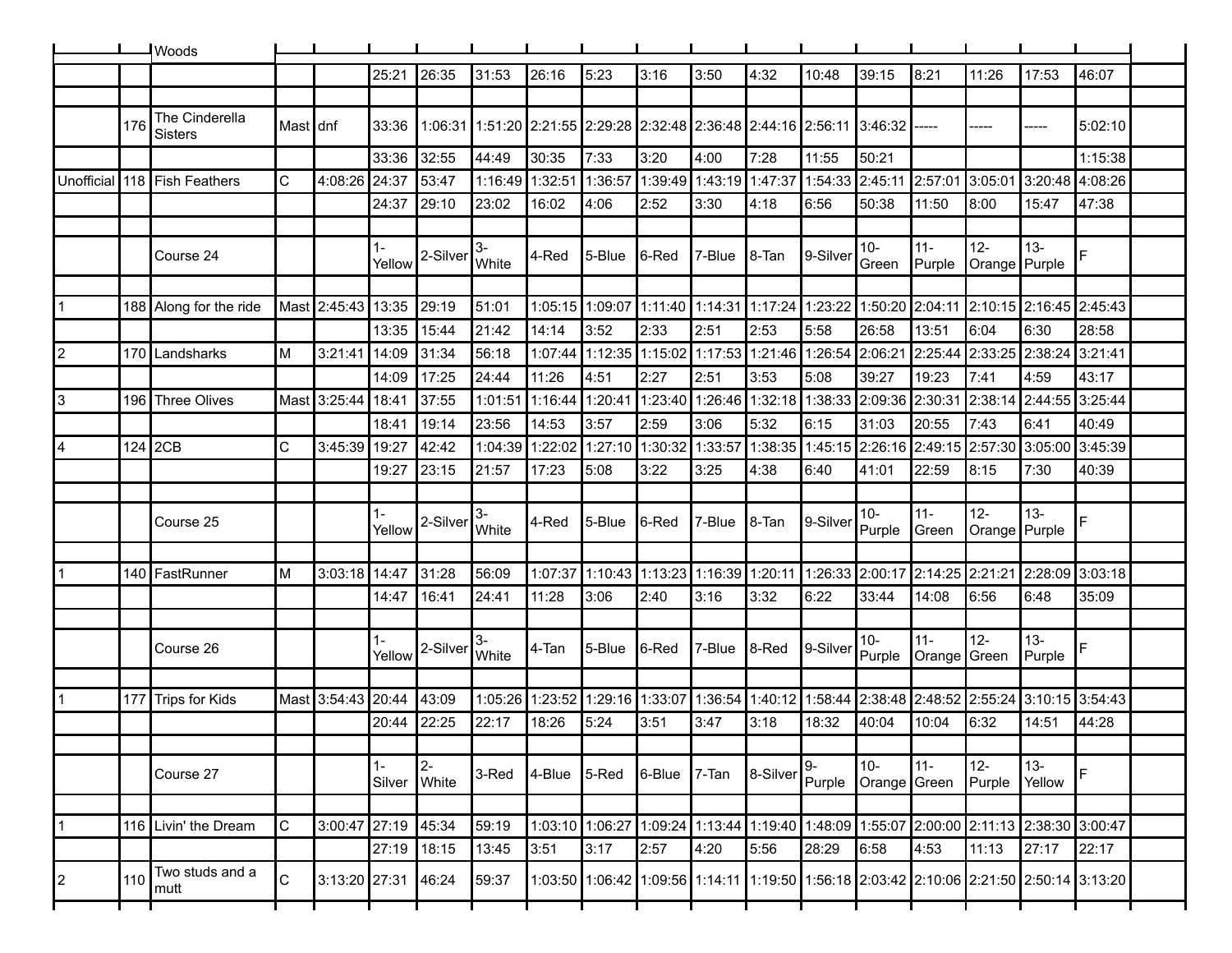| | | Woods | | | | | | | | | | | | | | | | | |
|---|---|---|---|---|---|---|---|---|---|---|---|---|---|---|---|---|---|---|---|
| | | | | | 25:21 | 26:35 | 31:53 | 26:16 | 5:23 | 3:16 | 3:50 | 4:32 | 10:48 | 39:15 | 8:21 | 11:26 | 17:53 | 46:07 | |
| | | | | | | | | | | | | | | | | | | | |
| | 176 | The Cinderella Sisters | Mast | dnf | 33:36 | 1:06:31 | 1:51:20 | 2:21:55 | 2:29:28 | 2:32:48 | 2:36:48 | 2:44:16 | 2:56:11 | 3:46:32 | ----- | ----- | ----- | 5:02:10 | |
| | | | | | 33:36 | 32:55 | 44:49 | 30:35 | 7:33 | 3:20 | 4:00 | 7:28 | 11:55 | 50:21 | | | | 1:15:38 | |
| Unofficial | 118 | Fish Feathers | C | 4:08:26 | 24:37 | 53:47 | 1:16:49 | 1:32:51 | 1:36:57 | 1:39:49 | 1:43:19 | 1:47:37 | 1:54:33 | 2:45:11 | 2:57:01 | 3:05:01 | 3:20:48 | 4:08:26 | |
| | | | | | 24:37 | 29:10 | 23:02 | 16:02 | 4:06 | 2:52 | 3:30 | 4:18 | 6:56 | 50:38 | 11:50 | 8:00 | 15:47 | 47:38 | |
| | | | | | | | | | | | | | | | | | | | |
| | | Course 24 | | | 1-Yellow | 2-Silver | 3-White | 4-Red | 5-Blue | 6-Red | 7-Blue | 8-Tan | 9-Silver | 10-Green | 11-Purple | 12-Orange | 13-Purple | F | |
| | | | | | | | | | | | | | | | | | | | |
| 1 | 188 | Along for the ride | Mast | 2:45:43 | 13:35 | 29:19 | 51:01 | 1:05:15 | 1:09:07 | 1:11:40 | 1:14:31 | 1:17:24 | 1:23:22 | 1:50:20 | 2:04:11 | 2:10:15 | 2:16:45 | 2:45:43 | |
| | | | | | 13:35 | 15:44 | 21:42 | 14:14 | 3:52 | 2:33 | 2:51 | 2:53 | 5:58 | 26:58 | 13:51 | 6:04 | 6:30 | 28:58 | |
| 2 | 170 | Landsharks | M | 3:21:41 | 14:09 | 31:34 | 56:18 | 1:07:44 | 1:12:35 | 1:15:02 | 1:17:53 | 1:21:46 | 1:26:54 | 2:06:21 | 2:25:44 | 2:33:25 | 2:38:24 | 3:21:41 | |
| | | | | | 14:09 | 17:25 | 24:44 | 11:26 | 4:51 | 2:27 | 2:51 | 3:53 | 5:08 | 39:27 | 19:23 | 7:41 | 4:59 | 43:17 | |
| 3 | 196 | Three Olives | Mast | 3:25:44 | 18:41 | 37:55 | 1:01:51 | 1:16:44 | 1:20:41 | 1:23:40 | 1:26:46 | 1:32:18 | 1:38:33 | 2:09:36 | 2:30:31 | 2:38:14 | 2:44:55 | 3:25:44 | |
| | | | | | 18:41 | 19:14 | 23:56 | 14:53 | 3:57 | 2:59 | 3:06 | 5:32 | 6:15 | 31:03 | 20:55 | 7:43 | 6:41 | 40:49 | |
| 4 | 124 | 2CB | C | 3:45:39 | 19:27 | 42:42 | 1:04:39 | 1:22:02 | 1:27:10 | 1:30:32 | 1:33:57 | 1:38:35 | 1:45:15 | 2:26:16 | 2:49:15 | 2:57:30 | 3:05:00 | 3:45:39 | |
| | | | | | 19:27 | 23:15 | 21:57 | 17:23 | 5:08 | 3:22 | 3:25 | 4:38 | 6:40 | 41:01 | 22:59 | 8:15 | 7:30 | 40:39 | |
| | | | | | | | | | | | | | | | | | | | |
| | | Course 25 | | | 1-Yellow | 2-Silver | 3-White | 4-Red | 5-Blue | 6-Red | 7-Blue | 8-Tan | 9-Silver | 10-Purple | 11-Green | 12-Orange | 13-Purple | F | |
| | | | | | | | | | | | | | | | | | | | |
| 1 | 140 | FastRunner | M | 3:03:18 | 14:47 | 31:28 | 56:09 | 1:07:37 | 1:10:43 | 1:13:23 | 1:16:39 | 1:20:11 | 1:26:33 | 2:00:17 | 2:14:25 | 2:21:21 | 2:28:09 | 3:03:18 | |
| | | | | | 14:47 | 16:41 | 24:41 | 11:28 | 3:06 | 2:40 | 3:16 | 3:32 | 6:22 | 33:44 | 14:08 | 6:56 | 6:48 | 35:09 | |
| | | | | | | | | | | | | | | | | | | | |
| | | Course 26 | | | 1-Yellow | 2-Silver | 3-White | 4-Tan | 5-Blue | 6-Red | 7-Blue | 8-Red | 9-Silver | 10-Purple | 11-Orange | 12-Green | 13-Purple | F | |
| | | | | | | | | | | | | | | | | | | | |
| 1 | 177 | Trips for Kids | Mast | 3:54:43 | 20:44 | 43:09 | 1:05:26 | 1:23:52 | 1:29:16 | 1:33:07 | 1:36:54 | 1:40:12 | 1:58:44 | 2:38:48 | 2:48:52 | 2:55:24 | 3:10:15 | 3:54:43 | |
| | | | | | 20:44 | 22:25 | 22:17 | 18:26 | 5:24 | 3:51 | 3:47 | 3:18 | 18:32 | 40:04 | 10:04 | 6:32 | 14:51 | 44:28 | |
| | | | | | | | | | | | | | | | | | | | |
| | | Course 27 | | | 1-Silver | 2-White | 3-Red | 4-Blue | 5-Red | 6-Blue | 7-Tan | 8-Silver | 9-Purple | 10-Orange | 11-Green | 12-Purple | 13-Yellow | F | |
| | | | | | | | | | | | | | | | | | | | |
| 1 | 116 | Livin' the Dream | C | 3:00:47 | 27:19 | 45:34 | 59:19 | 1:03:10 | 1:06:27 | 1:09:24 | 1:13:44 | 1:19:40 | 1:48:09 | 1:55:07 | 2:00:00 | 2:11:13 | 2:38:30 | 3:00:47 | |
| | | | | | 27:19 | 18:15 | 13:45 | 3:51 | 3:17 | 2:57 | 4:20 | 5:56 | 28:29 | 6:58 | 4:53 | 11:13 | 27:17 | 22:17 | |
| 2 | 110 | Two studs and a mutt | C | 3:13:20 | 27:31 | 46:24 | 59:37 | 1:03:50 | 1:06:42 | 1:09:56 | 1:14:11 | 1:19:50 | 1:56:18 | 2:03:42 | 2:10:06 | 2:21:50 | 2:50:14 | 3:13:20 | |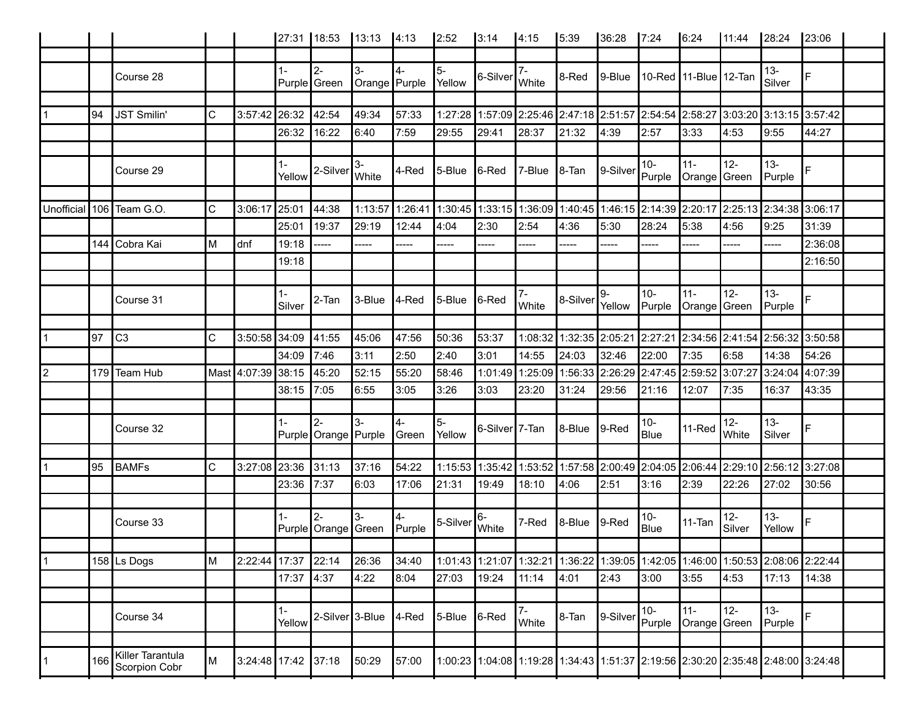| | | | | | | | | | | | | | | | | | | | |
|---|---|---|---|---|---|---|---|---|---|---|---|---|---|---|---|---|---|---|---|
| | | | | | 27:31 | 18:53 | 13:13 | 4:13 | 2:52 | 3:14 | 4:15 | 5:39 | 36:28 | 7:24 | 6:24 | 11:44 | 28:24 | 23:06 | |
| | | | | | | | | | | | | | | | | | | | |
| | | Course 28 | | | 1-Purple | 2-Green | 3-Orange | 4-Purple | 5-Yellow | 6-Silver | 7-White | 8-Red | 9-Blue | 10-Red | 11-Blue | 12-Tan | 13-Silver | F | |
| | | | | | | | | | | | | | | | | | | | |
| 1 | 94 | JST Smilin' | C | 3:57:42 | 26:32 | 42:54 | 49:34 | 57:33 | 1:27:28 | 1:57:09 | 2:25:46 | 2:47:18 | 2:51:57 | 2:54:54 | 2:58:27 | 3:03:20 | 3:13:15 | 3:57:42 | |
| | | | | | 26:32 | 16:22 | 6:40 | 7:59 | 29:55 | 29:41 | 28:37 | 21:32 | 4:39 | 2:57 | 3:33 | 4:53 | 9:55 | 44:27 | |
| | | | | | | | | | | | | | | | | | | | |
| | | Course 29 | | | 1-Yellow | 2-Silver | 3-White | 4-Red | 5-Blue | 6-Red | 7-Blue | 8-Tan | 9-Silver | 10-Purple | 11-Orange | 12-Green | 13-Purple | F | |
| | | | | | | | | | | | | | | | | | | | |
| Unofficial | 106 | Team G.O. | C | 3:06:17 | 25:01 | 44:38 | 1:13:57 | 1:26:41 | 1:30:45 | 1:33:15 | 1:36:09 | 1:40:45 | 1:46:15 | 2:14:39 | 2:20:17 | 2:25:13 | 2:34:38 | 3:06:17 | |
| | | | | | 25:01 | 19:37 | 29:19 | 12:44 | 4:04 | 2:30 | 2:54 | 4:36 | 5:30 | 28:24 | 5:38 | 4:56 | 9:25 | 31:39 | |
| | 144 | Cobra Kai | M | dnf | 19:18 | ----- | ----- | ----- | ----- | ----- | ----- | ----- | ----- | ----- | ----- | ----- | ----- | 2:36:08 | |
| | | | | | 19:18 | | | | | | | | | | | | | 2:16:50 | |
| | | | | | | | | | | | | | | | | | | | |
| | | Course 31 | | | 1-Silver | 2-Tan | 3-Blue | 4-Red | 5-Blue | 6-Red | 7-White | 8-Silver | 9-Yellow | 10-Purple | 11-Orange | 12-Green | 13-Purple | F | |
| | | | | | | | | | | | | | | | | | | | |
| 1 | 97 | C3 | C | 3:50:58 | 34:09 | 41:55 | 45:06 | 47:56 | 50:36 | 53:37 | 1:08:32 | 1:32:35 | 2:05:21 | 2:27:21 | 2:34:56 | 2:41:54 | 2:56:32 | 3:50:58 | |
| | | | | | 34:09 | 7:46 | 3:11 | 2:50 | 2:40 | 3:01 | 14:55 | 24:03 | 32:46 | 22:00 | 7:35 | 6:58 | 14:38 | 54:26 | |
| 2 | 179 | Team Hub | Mast | 4:07:39 | 38:15 | 45:20 | 52:15 | 55:20 | 58:46 | 1:01:49 | 1:25:09 | 1:56:33 | 2:26:29 | 2:47:45 | 2:59:52 | 3:07:27 | 3:24:04 | 4:07:39 | |
| | | | | | 38:15 | 7:05 | 6:55 | 3:05 | 3:26 | 3:03 | 23:20 | 31:24 | 29:56 | 21:16 | 12:07 | 7:35 | 16:37 | 43:35 | |
| | | | | | | | | | | | | | | | | | | | |
| | | Course 32 | | | 1-Purple | 2-Orange | 3-Purple | 4-Green | 5-Yellow | 6-Silver | 7-Tan | 8-Blue | 9-Red | 10-Blue | 11-Red | 12-White | 13-Silver | F | |
| | | | | | | | | | | | | | | | | | | | |
| 1 | 95 | BAMFs | C | 3:27:08 | 23:36 | 31:13 | 37:16 | 54:22 | 1:15:53 | 1:35:42 | 1:53:52 | 1:57:58 | 2:00:49 | 2:04:05 | 2:06:44 | 2:29:10 | 2:56:12 | 3:27:08 | |
| | | | | | 23:36 | 7:37 | 6:03 | 17:06 | 21:31 | 19:49 | 18:10 | 4:06 | 2:51 | 3:16 | 2:39 | 22:26 | 27:02 | 30:56 | |
| | | | | | | | | | | | | | | | | | | | |
| | | Course 33 | | | 1-Purple | 2-Orange | 3-Green | 4-Purple | 5-Silver | 6-White | 7-Red | 8-Blue | 9-Red | 10-Blue | 11-Tan | 12-Silver | 13-Yellow | F | |
| | | | | | | | | | | | | | | | | | | | |
| 1 | 158 | Ls Dogs | M | 2:22:44 | 17:37 | 22:14 | 26:36 | 34:40 | 1:01:43 | 1:21:07 | 1:32:21 | 1:36:22 | 1:39:05 | 1:42:05 | 1:46:00 | 1:50:53 | 2:08:06 | 2:22:44 | |
| | | | | | 17:37 | 4:37 | 4:22 | 8:04 | 27:03 | 19:24 | 11:14 | 4:01 | 2:43 | 3:00 | 3:55 | 4:53 | 17:13 | 14:38 | |
| | | | | | | | | | | | | | | | | | | | |
| | | Course 34 | | | 1-Yellow | 2-Silver | 3-Blue | 4-Red | 5-Blue | 6-Red | 7-White | 8-Tan | 9-Silver | 10-Purple | 11-Orange | 12-Green | 13-Purple | F | |
| | | | | | | | | | | | | | | | | | | | |
| 1 | 166 | Killer Tarantula Scorpion Cobr | M | 3:24:48 | 17:42 | 37:18 | 50:29 | 57:00 | 1:00:23 | 1:04:08 | 1:19:28 | 1:34:43 | 1:51:37 | 2:19:56 | 2:30:20 | 2:35:48 | 2:48:00 | 3:24:48 | |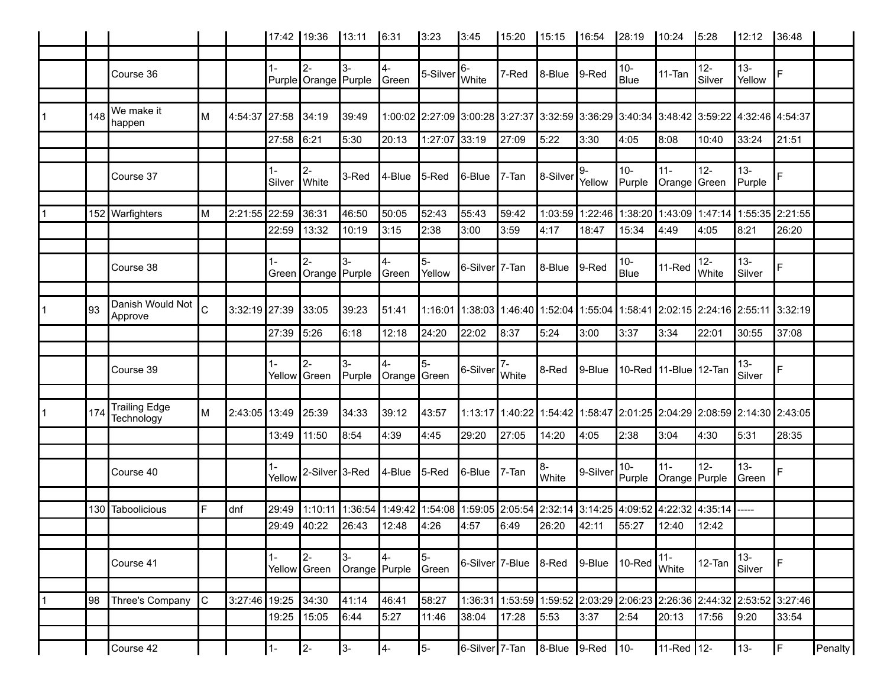| | | | | | | | | | | | | | | | | | | | |
|---|---|---|---|---|---|---|---|---|---|---|---|---|---|---|---|---|---|---|---|
| | | | | | 17:42 | 19:36 | 13:11 | 6:31 | 3:23 | 3:45 | 15:20 | 15:15 | 16:54 | 28:19 | 10:24 | 5:28 | 12:12 | 36:48 | |
| | | | | | | | | | | | | | | | | | | | |
| | | Course 36 | | | 1-Purple | 2-Orange | 3-Purple | 4-Green | 5-Silver | 6-White | 7-Red | 8-Blue | 9-Red | 10-Blue | 11-Tan | 12-Silver | 13-Yellow | F | |
| | | | | | | | | | | | | | | | | | | | |
| 1 | 148 | We make it happen | M | 4:54:37 | 27:58 | 34:19 | 39:49 | 1:00:02 | 2:27:09 | 3:00:28 | 3:27:37 | 3:32:59 | 3:36:29 | 3:40:34 | 3:48:42 | 3:59:22 | 4:32:46 | 4:54:37 | |
| | | | | | 27:58 | 6:21 | 5:30 | 20:13 | 1:27:07 | 33:19 | 27:09 | 5:22 | 3:30 | 4:05 | 8:08 | 10:40 | 33:24 | 21:51 | |
| | | | | | | | | | | | | | | | | | | | |
| | | Course 37 | | | 1-Silver | 2-White | 3-Red | 4-Blue | 5-Red | 6-Blue | 7-Tan | 8-Silver | 9-Yellow | 10-Purple | 11-Orange | 12-Green | 13-Purple | F | |
| | | | | | | | | | | | | | | | | | | | |
| 1 | 152 | Warfighters | M | 2:21:55 | 22:59 | 36:31 | 46:50 | 50:05 | 52:43 | 55:43 | 59:42 | 1:03:59 | 1:22:46 | 1:38:20 | 1:43:09 | 1:47:14 | 1:55:35 | 2:21:55 | |
| | | | | | 22:59 | 13:32 | 10:19 | 3:15 | 2:38 | 3:00 | 3:59 | 4:17 | 18:47 | 15:34 | 4:49 | 4:05 | 8:21 | 26:20 | |
| | | | | | | | | | | | | | | | | | | | |
| | | Course 38 | | | 1-Green | 2-Orange | 3-Purple | 4-Green | 5-Yellow | 6-Silver | 7-Tan | 8-Blue | 9-Red | 10-Blue | 11-Red | 12-White | 13-Silver | F | |
| | | | | | | | | | | | | | | | | | | | |
| 1 | 93 | Danish Would Not Approve | C | 3:32:19 | 27:39 | 33:05 | 39:23 | 51:41 | 1:16:01 | 1:38:03 | 1:46:40 | 1:52:04 | 1:55:04 | 1:58:41 | 2:02:15 | 2:24:16 | 2:55:11 | 3:32:19 | |
| | | | | | 27:39 | 5:26 | 6:18 | 12:18 | 24:20 | 22:02 | 8:37 | 5:24 | 3:00 | 3:37 | 3:34 | 22:01 | 30:55 | 37:08 | |
| | | | | | | | | | | | | | | | | | | | |
| | | Course 39 | | | 1-Yellow | 2-Green | 3-Purple | 4-Orange | 5-Green | 6-Silver | 7-White | 8-Red | 9-Blue | 10-Red | 11-Blue | 12-Tan | 13-Silver | F | |
| | | | | | | | | | | | | | | | | | | | |
| 1 | 174 | Trailing Edge Technology | M | 2:43:05 | 13:49 | 25:39 | 34:33 | 39:12 | 43:57 | 1:13:17 | 1:40:22 | 1:54:42 | 1:58:47 | 2:01:25 | 2:04:29 | 2:08:59 | 2:14:30 | 2:43:05 | |
| | | | | | 13:49 | 11:50 | 8:54 | 4:39 | 4:45 | 29:20 | 27:05 | 14:20 | 4:05 | 2:38 | 3:04 | 4:30 | 5:31 | 28:35 | |
| | | | | | | | | | | | | | | | | | | | |
| | | Course 40 | | | 1-Yellow | 2-Silver | 3-Red | 4-Blue | 5-Red | 6-Blue | 7-Tan | 8-White | 9-Silver | 10-Purple | 11-Orange | 12-Purple | 13-Green | F | |
| | | | | | | | | | | | | | | | | | | | |
| | 130 | Taboolicious | F | dnf | 29:49 | 1:10:11 | 1:36:54 | 1:49:42 | 1:54:08 | 1:59:05 | 2:05:54 | 2:32:14 | 3:14:25 | 4:09:52 | 4:22:32 | 4:35:14 | ----- | | |
| | | | | | 29:49 | 40:22 | 26:43 | 12:48 | 4:26 | 4:57 | 6:49 | 26:20 | 42:11 | 55:27 | 12:40 | 12:42 | | | |
| | | | | | | | | | | | | | | | | | | | |
| | | Course 41 | | | 1-Yellow | 2-Green | 3-Orange | 4-Purple | 5-Green | 6-Silver | 7-Blue | 8-Red | 9-Blue | 10-Red | 11-White | 12-Tan | 13-Silver | F | |
| | | | | | | | | | | | | | | | | | | | |
| 1 | 98 | Three's Company | C | 3:27:46 | 19:25 | 34:30 | 41:14 | 46:41 | 58:27 | 1:36:31 | 1:53:59 | 1:59:52 | 2:03:29 | 2:06:23 | 2:26:36 | 2:44:32 | 2:53:52 | 3:27:46 | |
| | | | | | 19:25 | 15:05 | 6:44 | 5:27 | 11:46 | 38:04 | 17:28 | 5:53 | 3:37 | 2:54 | 20:13 | 17:56 | 9:20 | 33:54 | |
| | | | | | | | | | | | | | | | | | | | |
| | | Course 42 | | | 1- | 2- | 3- | 4- | 5- | 6-Silver | 7-Tan | 8-Blue | 9-Red | 10- | 11-Red | 12- | 13- | F | Penalty |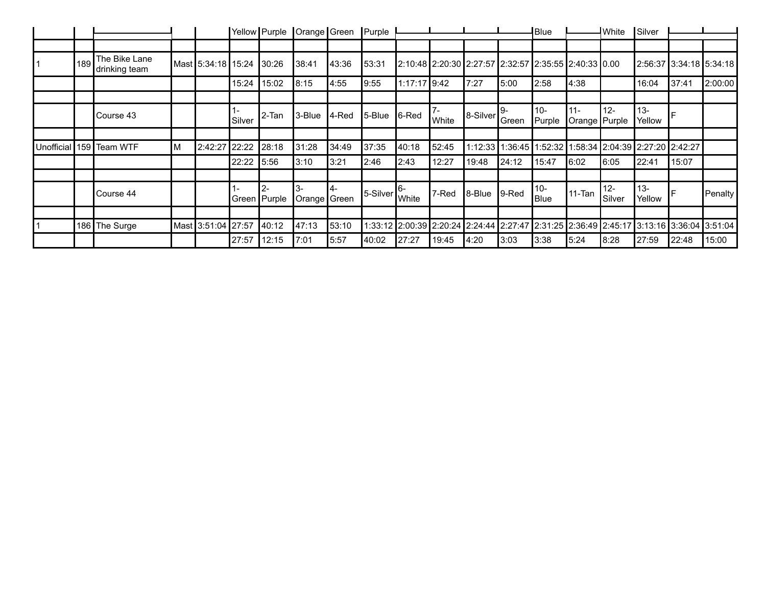| | | | | | | | | | | | | | | | | | | | |
|---|---|---|---|---|---|---|---|---|---|---|---|---|---|---|---|---|---|---|---|
| | | | | | Yellow | Purple | Orange | Green | Purple | | | | | Blue | | White | Silver | | |
| | | | | | | | | | | | | | | | | | | | |
| 1 | 189 | The Bike Lane drinking team | Mast | 5:34:18 | 15:24 | 30:26 | 38:41 | 43:36 | 53:31 | 2:10:48 | 2:20:30 | 2:27:57 | 2:32:57 | 2:35:55 | 2:40:33 | 0.00 | 2:56:37 | 3:34:18 | 5:34:18 |
| | | | | | 15:24 | 15:02 | 8:15 | 4:55 | 9:55 | 1:17:17 | 9:42 | 7:27 | 5:00 | 2:58 | 4:38 | | 16:04 | 37:41 | 2:00:00 |
| | | | | | | | | | | | | | | | | | | | |
| | | Course 43 | | | 1-Silver | 2-Tan | 3-Blue | 4-Red | 5-Blue | 6-Red | 7-White | 8-Silver | 9-Green | 10-Purple | 11-Orange | 12-Purple | 13-Yellow | F | |
| | | | | | | | | | | | | | | | | | | | |
| Unofficial | 159 | Team WTF | M | 2:42:27 | 22:22 | 28:18 | 31:28 | 34:49 | 37:35 | 40:18 | 52:45 | 1:12:33 | 1:36:45 | 1:52:32 | 1:58:34 | 2:04:39 | 2:27:20 | 2:42:27 | |
| | | | | | 22:22 | 5:56 | 3:10 | 3:21 | 2:46 | 2:43 | 12:27 | 19:48 | 24:12 | 15:47 | 6:02 | 6:05 | 22:41 | 15:07 | |
| | | | | | | | | | | | | | | | | | | | |
| | | Course 44 | | | 1-Green | 2-Purple | 3-Orange | 4-Green | 5-Silver | 6-White | 7-Red | 8-Blue | 9-Red | 10-Blue | 11-Tan | 12-Silver | 13-Yellow | F | Penalty |
| | | | | | | | | | | | | | | | | | | | |
| 1 | 186 | The Surge | Mast | 3:51:04 | 27:57 | 40:12 | 47:13 | 53:10 | 1:33:12 | 2:00:39 | 2:20:24 | 2:24:44 | 2:27:47 | 2:31:25 | 2:36:49 | 2:45:17 | 3:13:16 | 3:36:04 | 3:51:04 |
| | | | | | 27:57 | 12:15 | 7:01 | 5:57 | 40:02 | 27:27 | 19:45 | 4:20 | 3:03 | 3:38 | 5:24 | 8:28 | 27:59 | 22:48 | 15:00 |